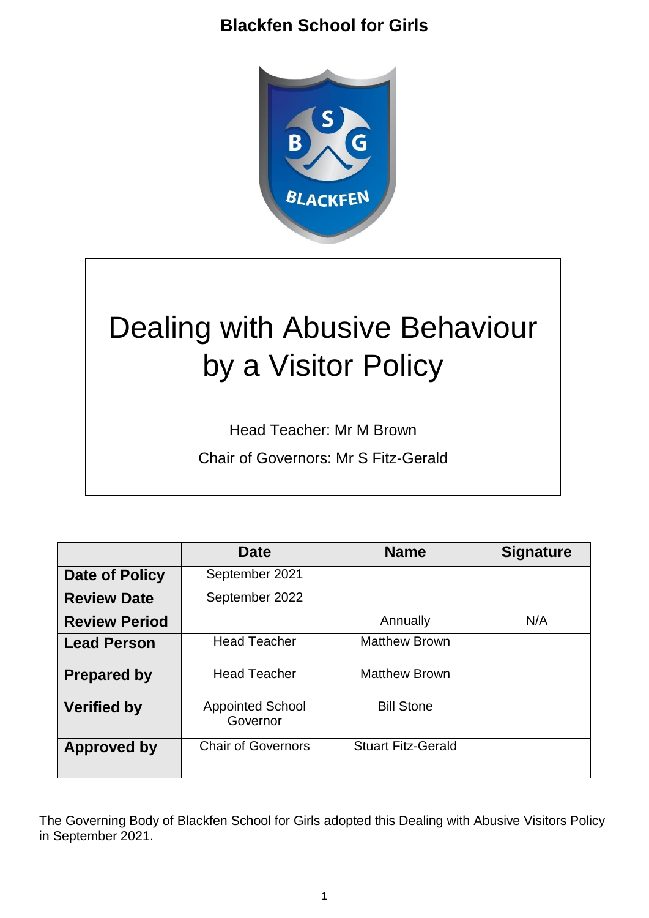# Blackfen School for Girls

# Dealing with Abusive Behaviour by a Visitor Policy

Head Teacher: Mr M Brown

Chair of Governors: Mr S Fitz-Gerald

| | Date | Name | Signature |
|---|---|---|---|
| **Date of Policy** | September 2021 | | |
| **Review Date** | September 2022 | | |
| **Review Period** | | Annually | N/A |
| **Lead Person** | Head Teacher | Matthew Brown | |
| **Prepared by** | Head Teacher | Matthew Brown | |
| **Verified by** | Appointed School Governor | Bill Stone | |
| **Approved by** | Chair of Governors | Stuart Fitz-Gerald | |

The Governing Body of Blackfen School for Girls adopted this Dealing with Abusive Visitors Policy in September 2021.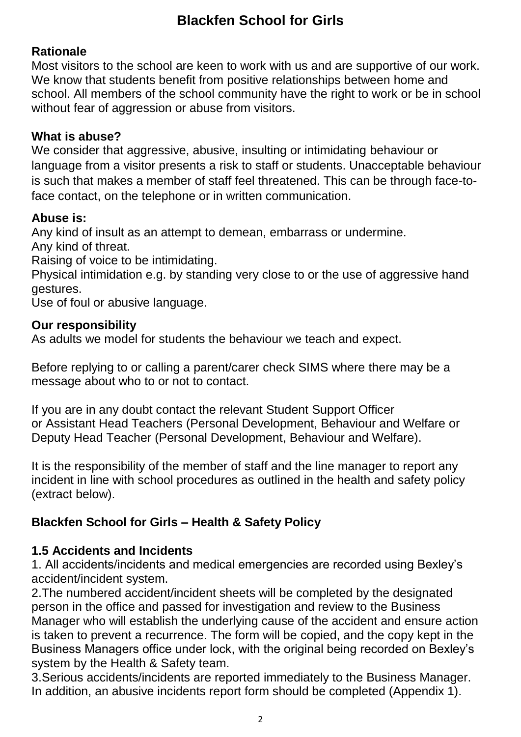# Blackfen School for Girls

**Rationale**

Most visitors to the school are keen to work with us and are supportive of our work. We know that students benefit from positive relationships between home and school. All members of the school community have the right to work or be in school without fear of aggression or abuse from visitors.

**What is abuse?**

We consider that aggressive, abusive, insulting or intimidating behaviour or language from a visitor presents a risk to staff or students. Unacceptable behaviour is such that makes a member of staff feel threatened. This can be through face-to-face contact, on the telephone or in written communication.

**Abuse is:**

Any kind of insult as an attempt to demean, embarrass or undermine.
Any kind of threat.
Raising of voice to be intimidating.
Physical intimidation e.g. by standing very close to or the use of aggressive hand gestures.
Use of foul or abusive language.

**Our responsibility**

As adults we model for students the behaviour we teach and expect.

Before replying to or calling a parent/carer check SIMS where there may be a message about who to or not to contact.

If you are in any doubt contact the relevant Student Support Officer or Assistant Head Teachers (Personal Development, Behaviour and Welfare or Deputy Head Teacher (Personal Development, Behaviour and Welfare).

It is the responsibility of the member of staff and the line manager to report any incident in line with school procedures as outlined in the health and safety policy (extract below).

**Blackfen School for Girls – Health & Safety Policy**

**1.5 Accidents and Incidents**

1. All accidents/incidents and medical emergencies are recorded using Bexley's accident/incident system.
2. The numbered accident/incident sheets will be completed by the designated person in the office and passed for investigation and review to the Business Manager who will establish the underlying cause of the accident and ensure action is taken to prevent a recurrence. The form will be copied, and the copy kept in the Business Managers office under lock, with the original being recorded on Bexley's system by the Health & Safety team.
3. Serious accidents/incidents are reported immediately to the Business Manager. In addition, an abusive incidents report form should be completed (Appendix 1).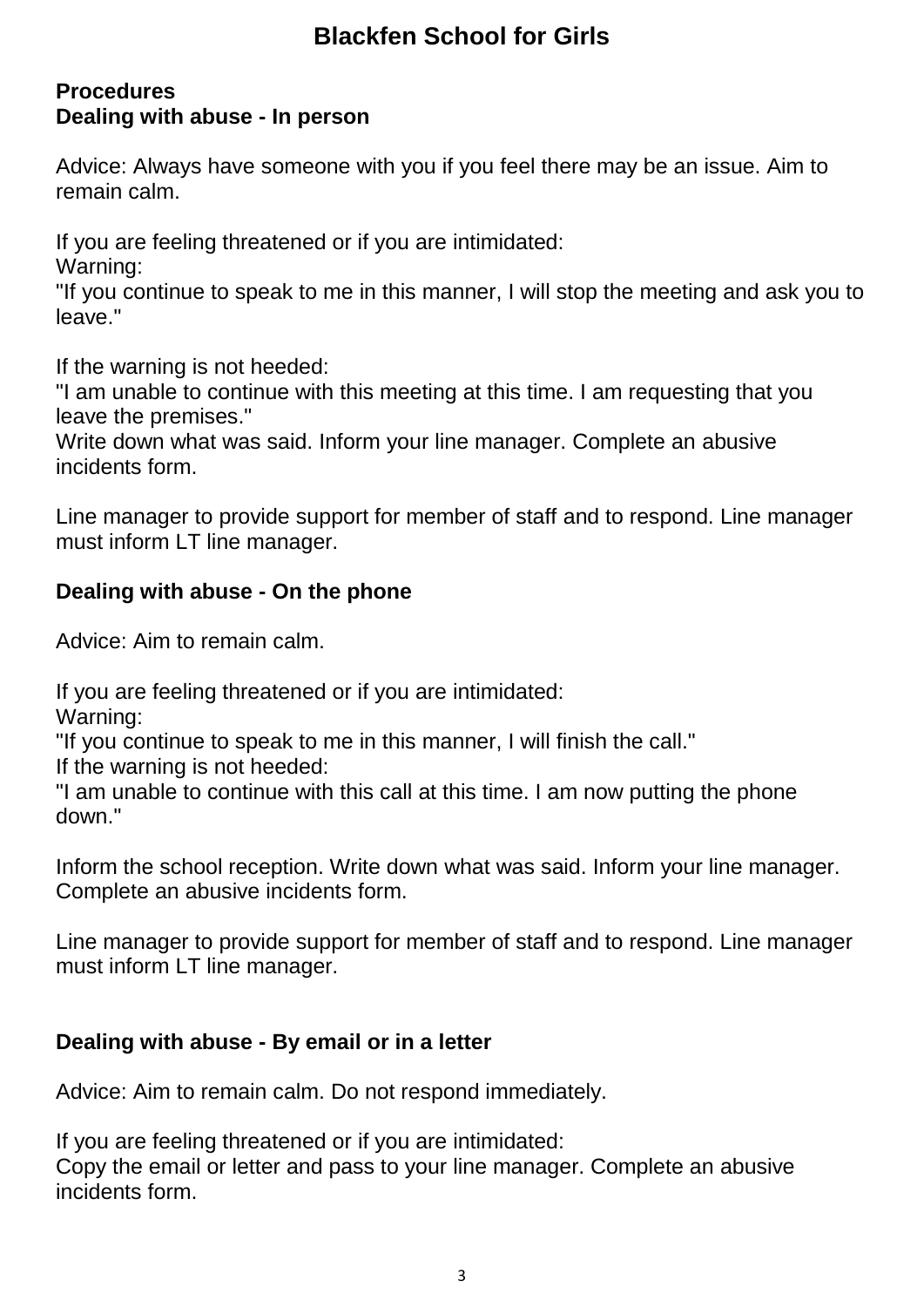# Blackfen School for Girls

**Procedures**
**Dealing with abuse - In person**

Advice: Always have someone with you if you feel there may be an issue. Aim to remain calm.

If you are feeling threatened or if you are intimidated:
Warning:
"If you continue to speak to me in this manner, I will stop the meeting and ask you to leave."

If the warning is not heeded:
"I am unable to continue with this meeting at this time. I am requesting that you leave the premises."
Write down what was said. Inform your line manager. Complete an abusive incidents form.

Line manager to provide support for member of staff and to respond. Line manager must inform LT line manager.

**Dealing with abuse - On the phone**

Advice: Aim to remain calm.

If you are feeling threatened or if you are intimidated:
Warning:
"If you continue to speak to me in this manner, I will finish the call."
If the warning is not heeded:
"I am unable to continue with this call at this time. I am now putting the phone down."

Inform the school reception. Write down what was said. Inform your line manager. Complete an abusive incidents form.

Line manager to provide support for member of staff and to respond. Line manager must inform LT line manager.

**Dealing with abuse - By email or in a letter**

Advice: Aim to remain calm. Do not respond immediately.

If you are feeling threatened or if you are intimidated:
Copy the email or letter and pass to your line manager. Complete an abusive incidents form.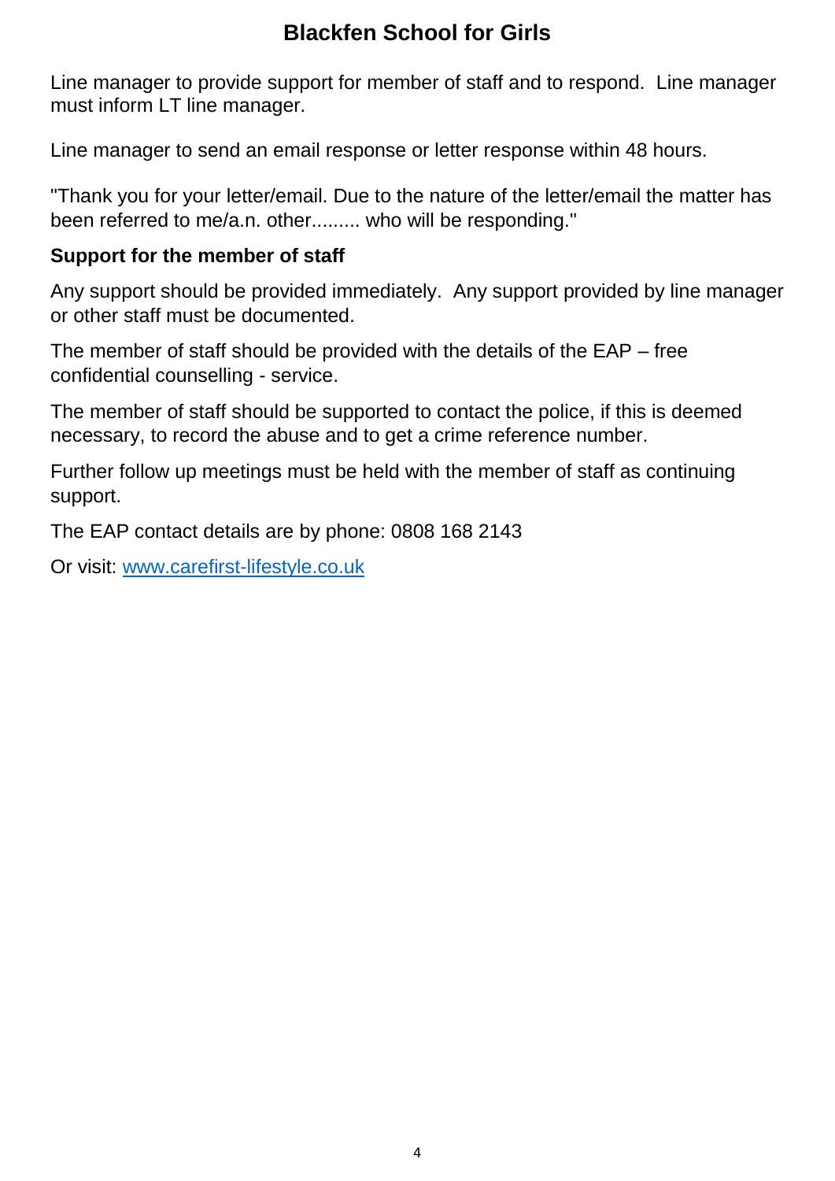Line manager to provide support for member of staff and to respond. Line manager must inform LT line manager.

Line manager to send an email response or letter response within 48 hours.

"Thank you for your letter/email. Due to the nature of the letter/email the matter has been referred to me/a.n. other......... who will be responding."

**Support for the member of staff**

Any support should be provided immediately. Any support provided by line manager or other staff must be documented.

The member of staff should be provided with the details of the EAP – free confidential counselling - service.

The member of staff should be supported to contact the police, if this is deemed necessary, to record the abuse and to get a crime reference number.

Further follow up meetings must be held with the member of staff as continuing support.

The EAP contact details are by phone: 0808 168 2143

Or visit: [www.carefirst-lifestyle.co.uk](http://www.carefirst-lifestyle.co.uk)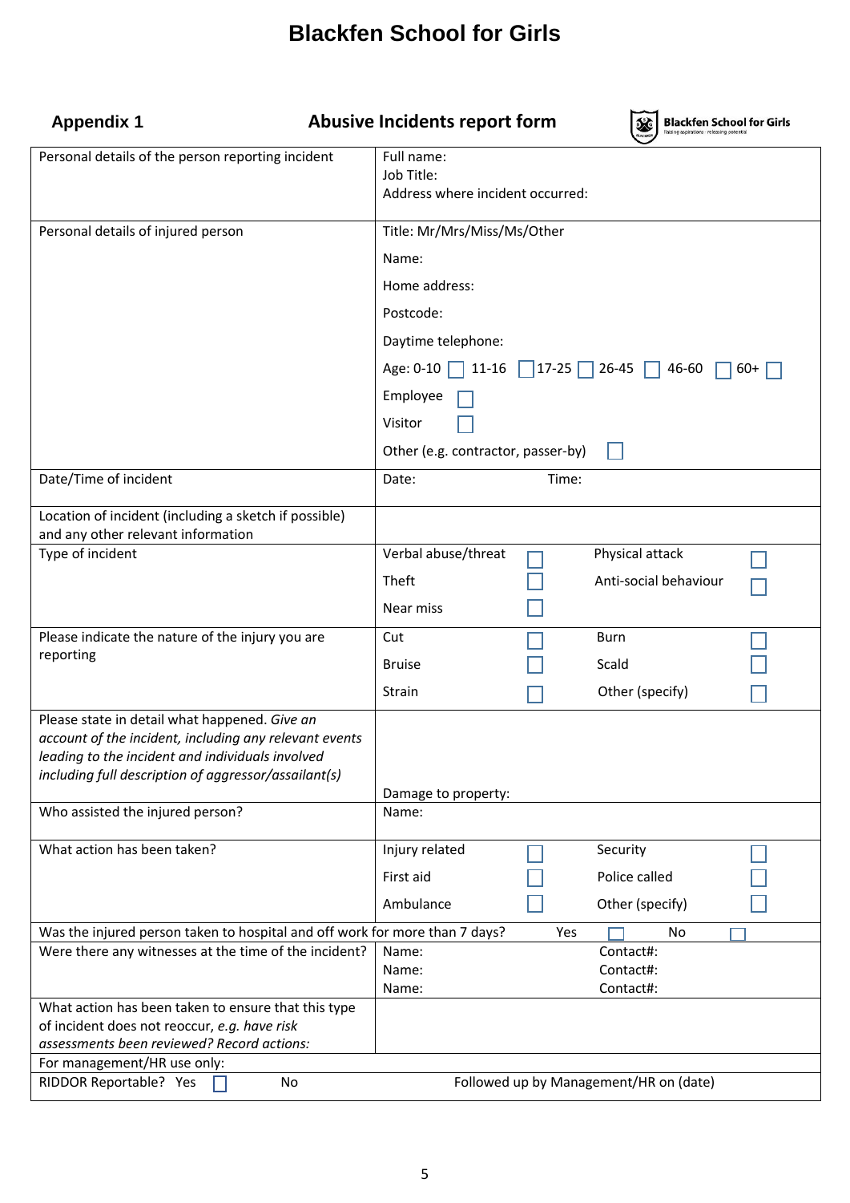# Blackfen School for Girls

**Appendix 1** **Abusive Incidents report form** Blackfen School for Girls

| | |
|---|---|
| Personal details of the person reporting incident | Full name:<br>Job Title:<br>Address where incident occurred: |
| Personal details of injured person | Title: Mr/Mrs/Miss/Ms/Other<br>Name:<br>Home address:<br>Postcode:<br>Daytime telephone:<br>Age: 0-10 ☐ 11-16 ☐ 17-25 ☐ 26-45 ☐ 46-60 ☐ 60+ ☐<br>Employee ☐<br>Visitor ☐<br>Other (e.g. contractor, passer-by) ☐ |
| Date/Time of incident | Date: Time: |
| Location of incident (including a sketch if possible) and any other relevant information | |
| Type of incident | Verbal abuse/threat ☐ Physical attack ☐<br>Theft ☐ Anti-social behaviour ☐<br>Near miss ☐ |
| Please indicate the nature of the injury you are reporting | Cut ☐ Burn ☐<br>Bruise ☐ Scald ☐<br>Strain ☐ Other (specify) ☐ |
| Please state in detail what happened. *Give an account of the incident, including any relevant events leading to the incident and individuals involved including full description of aggressor/assailant(s)* | Damage to property: |
| Who assisted the injured person? | Name: |
| What action has been taken? | Injury related ☐ Security ☐<br>First aid ☐ Police called ☐<br>Ambulance ☐ Other (specify) ☐ |
| Was the injured person taken to hospital and off work for more than 7 days? | Yes ☐ No ☐ |
| Were there any witnesses at the time of the incident? | Name: Contact#:<br>Name: Contact#:<br>Name: Contact#: |
| What action has been taken to ensure that this type of incident does not reoccur, e.g. *have risk assessments been reviewed? Record actions:* | |
| For management/HR use only: | |
| RIDDOR Reportable? Yes ☐ No | Followed up by Management/HR on (date) |